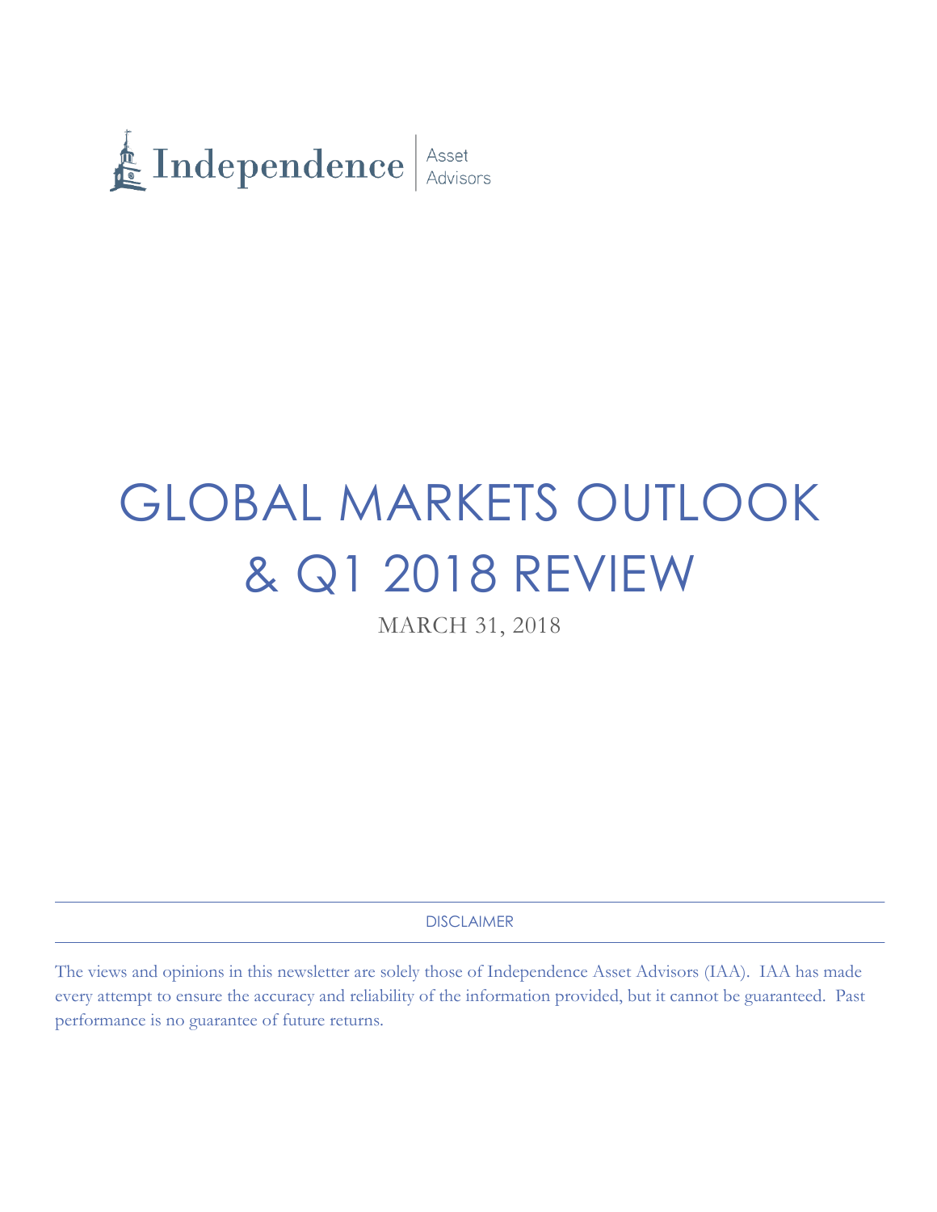Independence | Asset Advisors

# GLOBAL MARKETS OUTLOOK & Q1 2018 REVIEW

MARCH 31, 2018

DISCLAIMER

The views and opinions in this newsletter are solely those of Independence Asset Advisors (IAA). IAA has made every attempt to ensure the accuracy and reliability of the information provided, but it cannot be guaranteed. Past performance is no guarantee of future returns.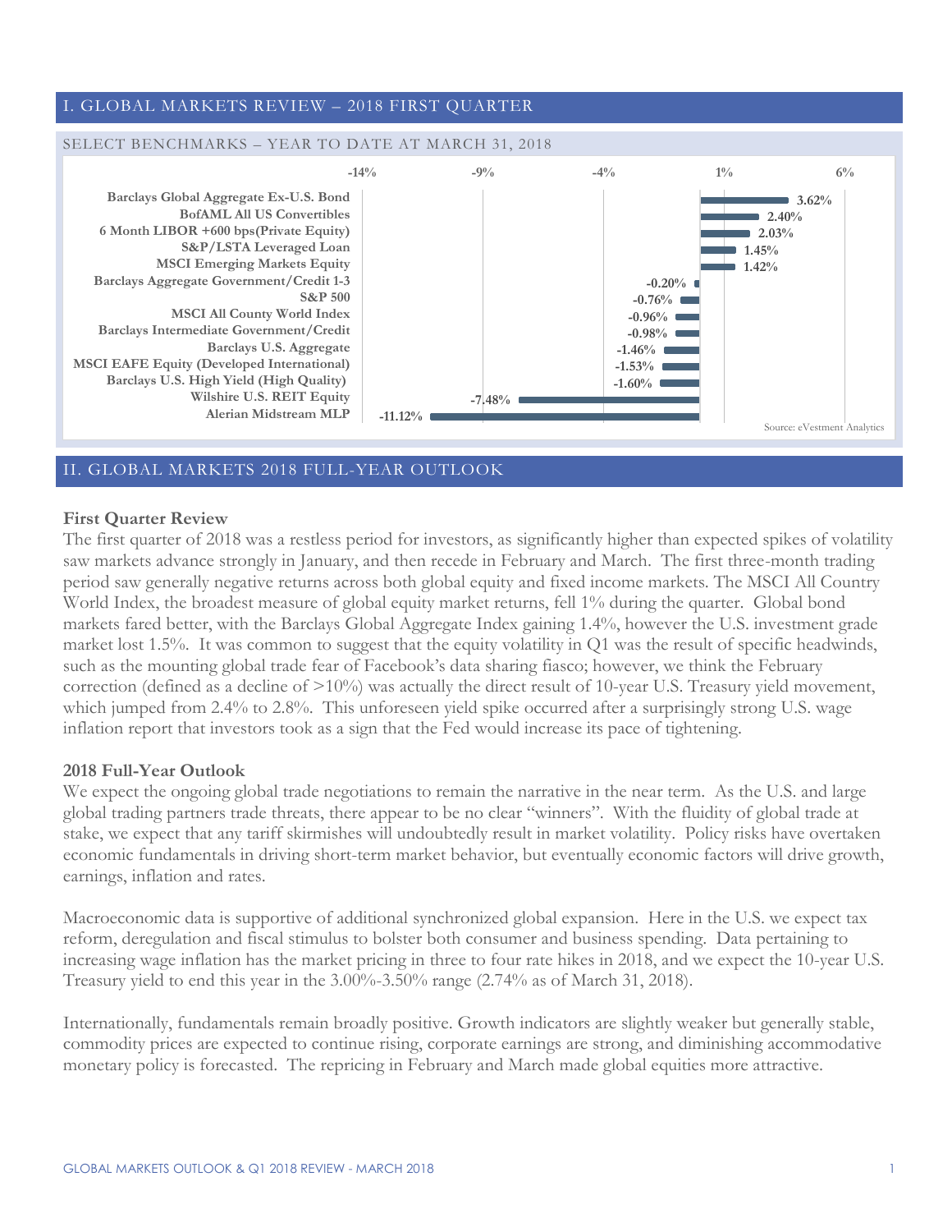## I. GLOBAL MARKETS REVIEW – 2018 FIRST QUARTER

### SELECT BENCHMARKS – YEAR TO DATE AT MARCH 31, 2018

| Benchmark | Return |
|---|---|
| Barclays Global Aggregate Ex-U.S. Bond | 3.62% |
| BofAML All US Convertibles | 2.40% |
| 6 Month LIBOR +600 bps(Private Equity) | 2.03% |
| S&P/LSTA Leveraged Loan | 1.45% |
| MSCI Emerging Markets Equity | 1.42% |
| Barclays Aggregate Government/Credit 1-3 | -0.20% |
| S&P 500 | -0.76% |
| MSCI All County World Index | -0.96% |
| Barclays Intermediate Government/Credit | -0.98% |
| Barclays U.S. Aggregate | -1.46% |
| MSCI EAFE Equity (Developed International) | -1.53% |
| Barclays U.S. High Yield (High Quality) | -1.60% |
| Wilshire U.S. REIT Equity | -7.48% |
| Alerian Midstream MLP | -11.12% |

Source: eVestment Analytics

## II. GLOBAL MARKETS 2018 FULL-YEAR OUTLOOK

**First Quarter Review**

The first quarter of 2018 was a restless period for investors, as significantly higher than expected spikes of volatility saw markets advance strongly in January, and then recede in February and March. The first three-month trading period saw generally negative returns across both global equity and fixed income markets. The MSCI All Country World Index, the broadest measure of global equity market returns, fell 1% during the quarter. Global bond markets fared better, with the Barclays Global Aggregate Index gaining 1.4%, however the U.S. investment grade market lost 1.5%. It was common to suggest that the equity volatility in Q1 was the result of specific headwinds, such as the mounting global trade fear of Facebook's data sharing fiasco; however, we think the February correction (defined as a decline of >10%) was actually the direct result of 10-year U.S. Treasury yield movement, which jumped from 2.4% to 2.8%. This unforeseen yield spike occurred after a surprisingly strong U.S. wage inflation report that investors took as a sign that the Fed would increase its pace of tightening.

**2018 Full-Year Outlook**

We expect the ongoing global trade negotiations to remain the narrative in the near term. As the U.S. and large global trading partners trade threats, there appear to be no clear "winners". With the fluidity of global trade at stake, we expect that any tariff skirmishes will undoubtedly result in market volatility. Policy risks have overtaken economic fundamentals in driving short-term market behavior, but eventually economic factors will drive growth, earnings, inflation and rates.

Macroeconomic data is supportive of additional synchronized global expansion. Here in the U.S. we expect tax reform, deregulation and fiscal stimulus to bolster both consumer and business spending. Data pertaining to increasing wage inflation has the market pricing in three to four rate hikes in 2018, and we expect the 10-year U.S. Treasury yield to end this year in the 3.00%-3.50% range (2.74% as of March 31, 2018).

Internationally, fundamentals remain broadly positive. Growth indicators are slightly weaker but generally stable, commodity prices are expected to continue rising, corporate earnings are strong, and diminishing accommodative monetary policy is forecasted. The repricing in February and March made global equities more attractive.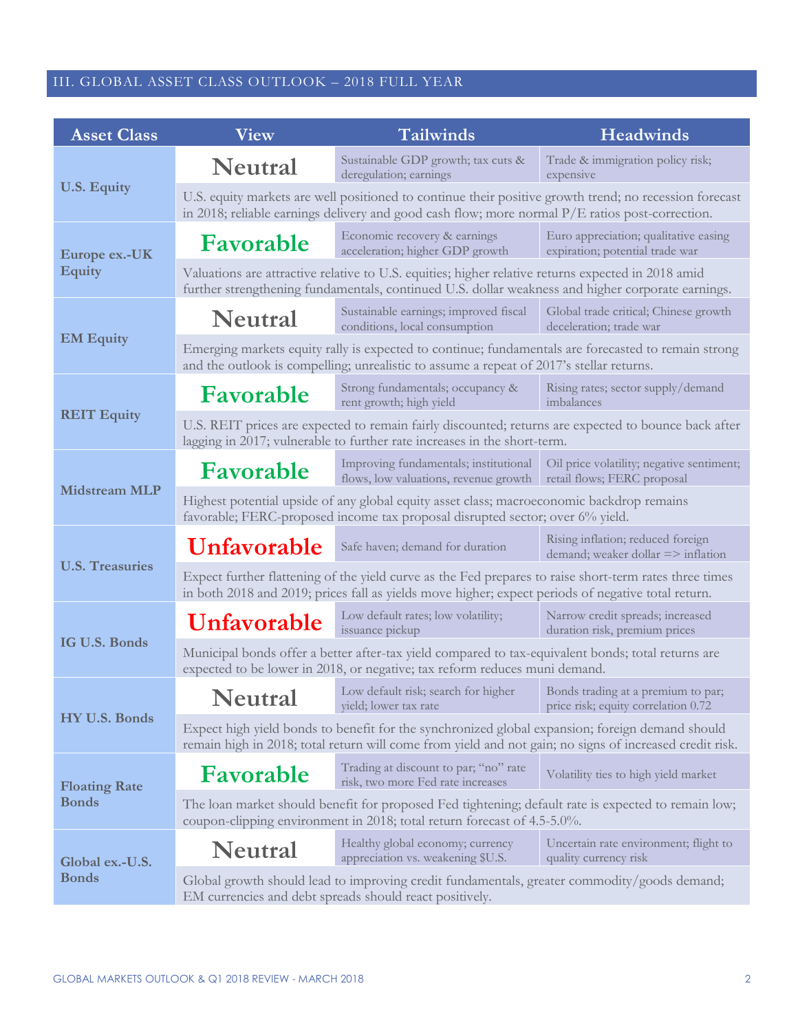## III. GLOBAL ASSET CLASS OUTLOOK – 2018 FULL YEAR

| Asset Class | View | Tailwinds | Headwinds |
|---|---|---|---|
| U.S. Equity | Neutral | Sustainable GDP growth; tax cuts & deregulation; earnings | Trade & immigration policy risk; expensive |
| | U.S. equity markets are well positioned to continue their positive growth trend; no recession forecast in 2018; reliable earnings delivery and good cash flow; more normal P/E ratios post-correction. | | |
| Europe ex.-UK Equity | Favorable | Economic recovery & earnings acceleration; higher GDP growth | Euro appreciation; qualitative easing expiration; potential trade war |
| | Valuations are attractive relative to U.S. equities; higher relative returns expected in 2018 amid further strengthening fundamentals, continued U.S. dollar weakness and higher corporate earnings. | | |
| EM Equity | Neutral | Sustainable earnings; improved fiscal conditions, local consumption | Global trade critical; Chinese growth deceleration; trade war |
| | Emerging markets equity rally is expected to continue; fundamentals are forecasted to remain strong and the outlook is compelling; unrealistic to assume a repeat of 2017's stellar returns. | | |
| REIT Equity | Favorable | Strong fundamentals; occupancy & rent growth; high yield | Rising rates; sector supply/demand imbalances |
| | U.S. REIT prices are expected to remain fairly discounted; returns are expected to bounce back after lagging in 2017; vulnerable to further rate increases in the short-term. | | |
| Midstream MLP | Favorable | Improving fundamentals; institutional flows, low valuations, revenue growth | Oil price volatility; negative sentiment; retail flows; FERC proposal |
| | Highest potential upside of any global equity asset class; macroeconomic backdrop remains favorable; FERC-proposed income tax proposal disrupted sector; over 6% yield. | | |
| U.S. Treasuries | Unfavorable | Safe haven; demand for duration | Rising inflation; reduced foreign demand; weaker dollar => inflation |
| | Expect further flattening of the yield curve as the Fed prepares to raise short-term rates three times in both 2018 and 2019; prices fall as yields move higher; expect periods of negative total return. | | |
| IG U.S. Bonds | Unfavorable | Low default rates; low volatility; issuance pickup | Narrow credit spreads; increased duration risk, premium prices |
| | Municipal bonds offer a better after-tax yield compared to tax-equivalent bonds; total returns are expected to be lower in 2018, or negative; tax reform reduces muni demand. | | |
| HY U.S. Bonds | Neutral | Low default risk; search for higher yield; lower tax rate | Bonds trading at a premium to par; price risk; equity correlation 0.72 |
| | Expect high yield bonds to benefit for the synchronized global expansion; foreign demand should remain high in 2018; total return will come from yield and not gain; no signs of increased credit risk. | | |
| Floating Rate Bonds | Favorable | Trading at discount to par; "no" rate risk, two more Fed rate increases | Volatility ties to high yield market |
| | The loan market should benefit for proposed Fed tightening; default rate is expected to remain low; coupon-clipping environment in 2018; total return forecast of 4.5-5.0%. | | |
| Global ex.-U.S. Bonds | Neutral | Healthy global economy; currency appreciation vs. weakening $U.S. | Uncertain rate environment; flight to quality currency risk |
| | Global growth should lead to improving credit fundamentals, greater commodity/goods demand; EM currencies and debt spreads should react positively. | | |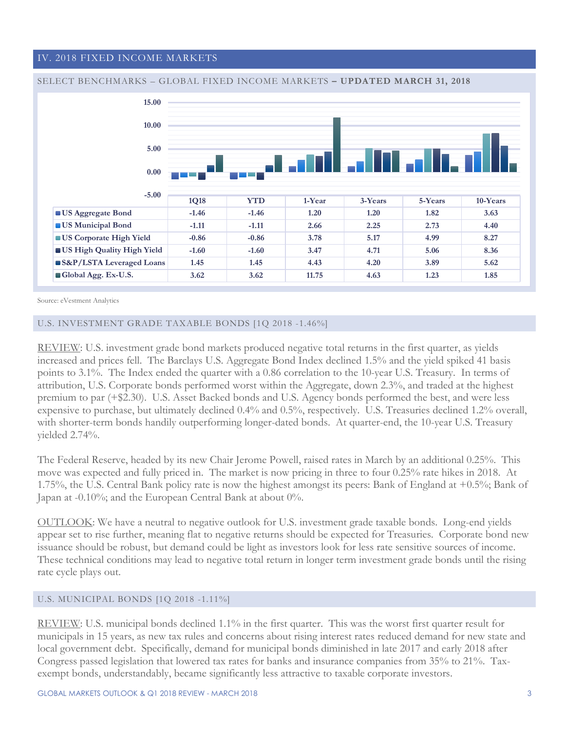## IV. 2018 FIXED INCOME MARKETS

### SELECT BENCHMARKS – GLOBAL FIXED INCOME MARKETS – UPDATED MARCH 31, 2018

15.00
10.00
5.00
0.00
-5.00

| | 1Q18 | YTD | 1-Year | 3-Years | 5-Years | 10-Years |
|---|---|---|---|---|---|---|
| US Aggregate Bond | -1.46 | -1.46 | 1.20 | 1.20 | 1.82 | 3.63 |
| US Municipal Bond | -1.11 | -1.11 | 2.66 | 2.25 | 2.73 | 4.40 |
| US Corporate High Yield | -0.86 | -0.86 | 3.78 | 5.17 | 4.99 | 8.27 |
| US High Quality High Yield | -1.60 | -1.60 | 3.47 | 4.71 | 5.06 | 8.36 |
| S&P/LSTA Leveraged Loans | 1.45 | 1.45 | 4.43 | 4.20 | 3.89 | 5.62 |
| Global Agg. Ex-U.S. | 3.62 | 3.62 | 11.75 | 4.63 | 1.23 | 1.85 |

Source: eVestment Analytics

### U.S. INVESTMENT GRADE TAXABLE BONDS [1Q 2018 -1.46%]

REVIEW: U.S. investment grade bond markets produced negative total returns in the first quarter, as yields increased and prices fell. The Barclays U.S. Aggregate Bond Index declined 1.5% and the yield spiked 41 basis points to 3.1%. The Index ended the quarter with a 0.86 correlation to the 10-year U.S. Treasury. In terms of attribution, U.S. Corporate bonds performed worst within the Aggregate, down 2.3%, and traded at the highest premium to par (+$2.30). U.S. Asset Backed bonds and U.S. Agency bonds performed the best, and were less expensive to purchase, but ultimately declined 0.4% and 0.5%, respectively. U.S. Treasuries declined 1.2% overall, with shorter-term bonds handily outperforming longer-dated bonds. At quarter-end, the 10-year U.S. Treasury yielded 2.74%.

The Federal Reserve, headed by its new Chair Jerome Powell, raised rates in March by an additional 0.25%. This move was expected and fully priced in. The market is now pricing in three to four 0.25% rate hikes in 2018. At 1.75%, the U.S. Central Bank policy rate is now the highest amongst its peers: Bank of England at +0.5%; Bank of Japan at -0.10%; and the European Central Bank at about 0%.

OUTLOOK: We have a neutral to negative outlook for U.S. investment grade taxable bonds. Long-end yields appear set to rise further, meaning flat to negative returns should be expected for Treasuries. Corporate bond new issuance should be robust, but demand could be light as investors look for less rate sensitive sources of income. These technical conditions may lead to negative total return in longer term investment grade bonds until the rising rate cycle plays out.

### U.S. MUNICIPAL BONDS [1Q 2018 -1.11%]

REVIEW: U.S. municipal bonds declined 1.1% in the first quarter. This was the worst first quarter result for municipals in 15 years, as new tax rules and concerns about rising interest rates reduced demand for new state and local government debt. Specifically, demand for municipal bonds diminished in late 2017 and early 2018 after Congress passed legislation that lowered tax rates for banks and insurance companies from 35% to 21%. Tax-exempt bonds, understandably, became significantly less attractive to taxable corporate investors.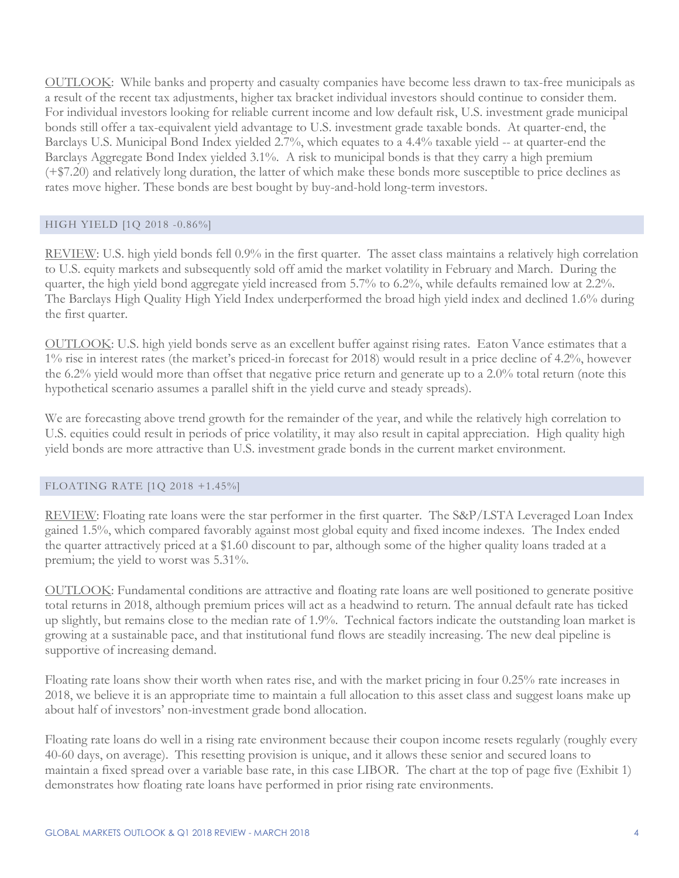OUTLOOK: While banks and property and casualty companies have become less drawn to tax-free municipals as a result of the recent tax adjustments, higher tax bracket individual investors should continue to consider them. For individual investors looking for reliable current income and low default risk, U.S. investment grade municipal bonds still offer a tax-equivalent yield advantage to U.S. investment grade taxable bonds. At quarter-end, the Barclays U.S. Municipal Bond Index yielded 2.7%, which equates to a 4.4% taxable yield -- at quarter-end the Barclays Aggregate Bond Index yielded 3.1%. A risk to municipal bonds is that they carry a high premium (+$7.20) and relatively long duration, the latter of which make these bonds more susceptible to price declines as rates move higher. These bonds are best bought by buy-and-hold long-term investors.

## HIGH YIELD [1Q 2018 -0.86%]

REVIEW: U.S. high yield bonds fell 0.9% in the first quarter. The asset class maintains a relatively high correlation to U.S. equity markets and subsequently sold off amid the market volatility in February and March. During the quarter, the high yield bond aggregate yield increased from 5.7% to 6.2%, while defaults remained low at 2.2%. The Barclays High Quality High Yield Index underperformed the broad high yield index and declined 1.6% during the first quarter.

OUTLOOK: U.S. high yield bonds serve as an excellent buffer against rising rates. Eaton Vance estimates that a 1% rise in interest rates (the market's priced-in forecast for 2018) would result in a price decline of 4.2%, however the 6.2% yield would more than offset that negative price return and generate up to a 2.0% total return (note this hypothetical scenario assumes a parallel shift in the yield curve and steady spreads).

We are forecasting above trend growth for the remainder of the year, and while the relatively high correlation to U.S. equities could result in periods of price volatility, it may also result in capital appreciation. High quality high yield bonds are more attractive than U.S. investment grade bonds in the current market environment.

## FLOATING RATE [1Q 2018 +1.45%]

REVIEW: Floating rate loans were the star performer in the first quarter. The S&P/LSTA Leveraged Loan Index gained 1.5%, which compared favorably against most global equity and fixed income indexes. The Index ended the quarter attractively priced at a $1.60 discount to par, although some of the higher quality loans traded at a premium; the yield to worst was 5.31%.

OUTLOOK: Fundamental conditions are attractive and floating rate loans are well positioned to generate positive total returns in 2018, although premium prices will act as a headwind to return. The annual default rate has ticked up slightly, but remains close to the median rate of 1.9%. Technical factors indicate the outstanding loan market is growing at a sustainable pace, and that institutional fund flows are steadily increasing. The new deal pipeline is supportive of increasing demand.

Floating rate loans show their worth when rates rise, and with the market pricing in four 0.25% rate increases in 2018, we believe it is an appropriate time to maintain a full allocation to this asset class and suggest loans make up about half of investors' non-investment grade bond allocation.

Floating rate loans do well in a rising rate environment because their coupon income resets regularly (roughly every 40-60 days, on average). This resetting provision is unique, and it allows these senior and secured loans to maintain a fixed spread over a variable base rate, in this case LIBOR. The chart at the top of page five (Exhibit 1) demonstrates how floating rate loans have performed in prior rising rate environments.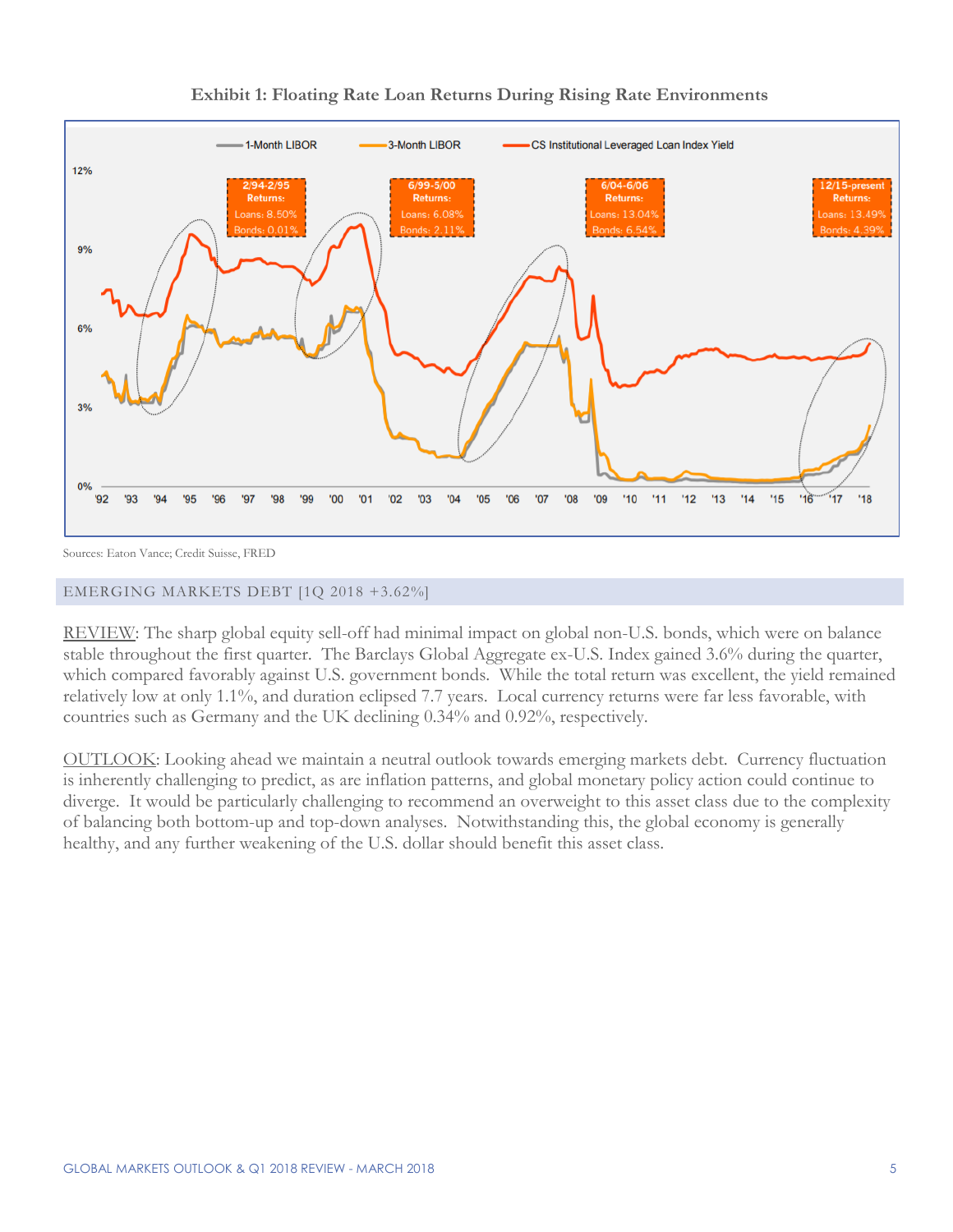**Exhibit 1: Floating Rate Loan Returns During Rising Rate Environments**

1-Month LIBOR
3-Month LIBOR
CS Institutional Leveraged Loan Index Yield

2/94-2/95 Returns: Loans: 8.50% Bonds: 0.01%

6/99-5/00 Returns: Loans: 6.08% Bonds: 2.11%

6/04-6/06 Returns: Loans: 13.04% Bonds: 6.54%

12/15-present Returns: Loans: 13.49% Bonds: 4.39%

12%
9%
6%
3%
0%

'92 '93 '94 '95 '96 '97 '98 '99 '00 '01 '02 '03 '04 '05 '06 '07 '08 '09 '10 '11 '12 '13 '14 '15 '16 '17 '18

Sources: Eaton Vance; Credit Suisse, FRED

## EMERGING MARKETS DEBT [1Q 2018 +3.62%]

REVIEW: The sharp global equity sell-off had minimal impact on global non-U.S. bonds, which were on balance stable throughout the first quarter. The Barclays Global Aggregate ex-U.S. Index gained 3.6% during the quarter, which compared favorably against U.S. government bonds. While the total return was excellent, the yield remained relatively low at only 1.1%, and duration eclipsed 7.7 years. Local currency returns were far less favorable, with countries such as Germany and the UK declining 0.34% and 0.92%, respectively.

OUTLOOK: Looking ahead we maintain a neutral outlook towards emerging markets debt. Currency fluctuation is inherently challenging to predict, as are inflation patterns, and global monetary policy action could continue to diverge. It would be particularly challenging to recommend an overweight to this asset class due to the complexity of balancing both bottom-up and top-down analyses. Notwithstanding this, the global economy is generally healthy, and any further weakening of the U.S. dollar should benefit this asset class.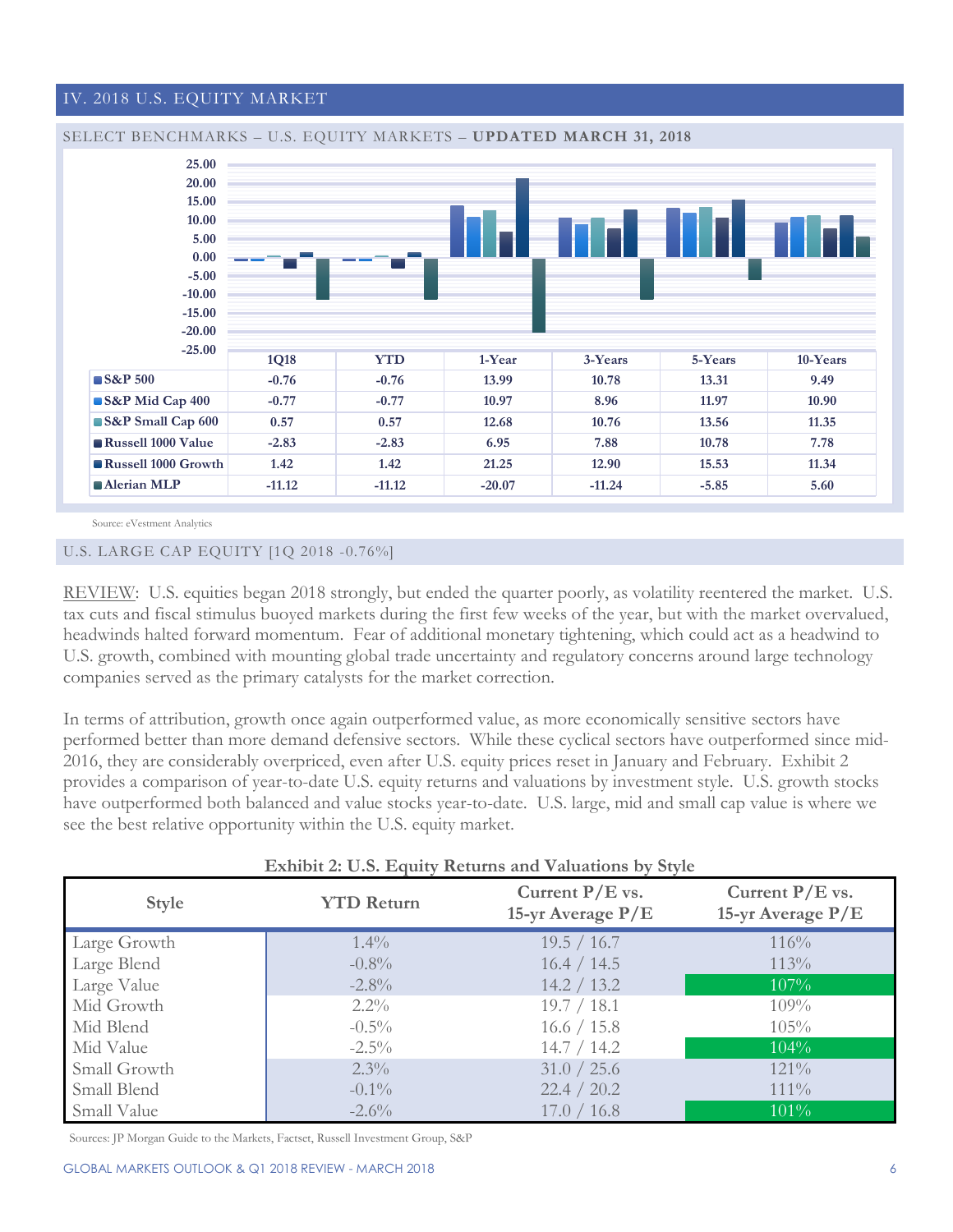## IV. 2018 U.S. EQUITY MARKET

### SELECT BENCHMARKS – U.S. EQUITY MARKETS – **UPDATED MARCH 31, 2018**

25.00
20.00
15.00
10.00
5.00
0.00
-5.00
-10.00
-15.00
-20.00
-25.00

| | 1Q18 | YTD | 1-Year | 3-Years | 5-Years | 10-Years |
|---|---|---|---|---|---|---|
| S&P 500 | -0.76 | -0.76 | 13.99 | 10.78 | 13.31 | 9.49 |
| S&P Mid Cap 400 | -0.77 | -0.77 | 10.97 | 8.96 | 11.97 | 10.90 |
| S&P Small Cap 600 | 0.57 | 0.57 | 12.68 | 10.76 | 13.56 | 11.35 |
| Russell 1000 Value | -2.83 | -2.83 | 6.95 | 7.88 | 10.78 | 7.78 |
| Russell 1000 Growth | 1.42 | 1.42 | 21.25 | 12.90 | 15.53 | 11.34 |
| Alerian MLP | -11.12 | -11.12 | -20.07 | -11.24 | -5.85 | 5.60 |

Source: eVestment Analytics

### U.S. LARGE CAP EQUITY [1Q 2018 -0.76%]

REVIEW: U.S. equities began 2018 strongly, but ended the quarter poorly, as volatility reentered the market. U.S. tax cuts and fiscal stimulus buoyed markets during the first few weeks of the year, but with the market overvalued, headwinds halted forward momentum. Fear of additional monetary tightening, which could act as a headwind to U.S. growth, combined with mounting global trade uncertainty and regulatory concerns around large technology companies served as the primary catalysts for the market correction.

In terms of attribution, growth once again outperformed value, as more economically sensitive sectors have performed better than more demand defensive sectors. While these cyclical sectors have outperformed since mid-2016, they are considerably overpriced, even after U.S. equity prices reset in January and February. Exhibit 2 provides a comparison of year-to-date U.S. equity returns and valuations by investment style. U.S. growth stocks have outperformed both balanced and value stocks year-to-date. U.S. large, mid and small cap value is where we see the best relative opportunity within the U.S. equity market.

**Exhibit 2: U.S. Equity Returns and Valuations by Style**

| Style | YTD Return | Current P/E vs. 15-yr Average P/E | Current P/E vs. 15-yr Average P/E |
|---|---|---|---|
| Large Growth | 1.4% | 19.5 / 16.7 | 116% |
| Large Blend | -0.8% | 16.4 / 14.5 | 113% |
| Large Value | -2.8% | 14.2 / 13.2 | 107% |
| Mid Growth | 2.2% | 19.7 / 18.1 | 109% |
| Mid Blend | -0.5% | 16.6 / 15.8 | 105% |
| Mid Value | -2.5% | 14.7 / 14.2 | 104% |
| Small Growth | 2.3% | 31.0 / 25.6 | 121% |
| Small Blend | -0.1% | 22.4 / 20.2 | 111% |
| Small Value | -2.6% | 17.0 / 16.8 | 101% |

Sources: JP Morgan Guide to the Markets, Factset, Russell Investment Group, S&P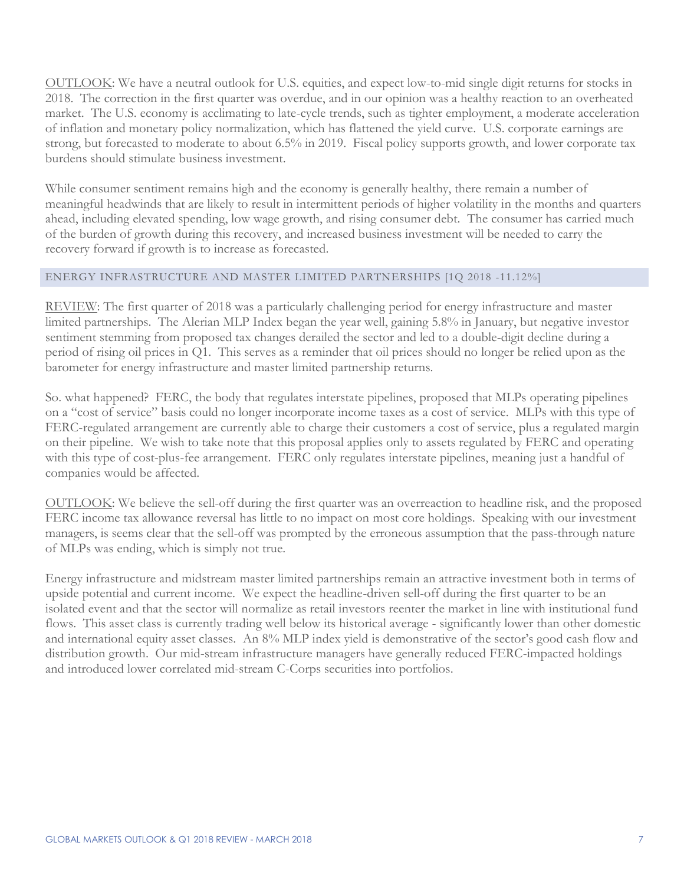OUTLOOK: We have a neutral outlook for U.S. equities, and expect low-to-mid single digit returns for stocks in 2018. The correction in the first quarter was overdue, and in our opinion was a healthy reaction to an overheated market. The U.S. economy is acclimating to late-cycle trends, such as tighter employment, a moderate acceleration of inflation and monetary policy normalization, which has flattened the yield curve. U.S. corporate earnings are strong, but forecasted to moderate to about 6.5% in 2019. Fiscal policy supports growth, and lower corporate tax burdens should stimulate business investment.

While consumer sentiment remains high and the economy is generally healthy, there remain a number of meaningful headwinds that are likely to result in intermittent periods of higher volatility in the months and quarters ahead, including elevated spending, low wage growth, and rising consumer debt. The consumer has carried much of the burden of growth during this recovery, and increased business investment will be needed to carry the recovery forward if growth is to increase as forecasted.

## ENERGY INFRASTRUCTURE AND MASTER LIMITED PARTNERSHIPS [1Q 2018 -11.12%]

REVIEW: The first quarter of 2018 was a particularly challenging period for energy infrastructure and master limited partnerships. The Alerian MLP Index began the year well, gaining 5.8% in January, but negative investor sentiment stemming from proposed tax changes derailed the sector and led to a double-digit decline during a period of rising oil prices in Q1. This serves as a reminder that oil prices should no longer be relied upon as the barometer for energy infrastructure and master limited partnership returns.

So. what happened? FERC, the body that regulates interstate pipelines, proposed that MLPs operating pipelines on a "cost of service" basis could no longer incorporate income taxes as a cost of service. MLPs with this type of FERC-regulated arrangement are currently able to charge their customers a cost of service, plus a regulated margin on their pipeline. We wish to take note that this proposal applies only to assets regulated by FERC and operating with this type of cost-plus-fee arrangement. FERC only regulates interstate pipelines, meaning just a handful of companies would be affected.

OUTLOOK: We believe the sell-off during the first quarter was an overreaction to headline risk, and the proposed FERC income tax allowance reversal has little to no impact on most core holdings. Speaking with our investment managers, is seems clear that the sell-off was prompted by the erroneous assumption that the pass-through nature of MLPs was ending, which is simply not true.

Energy infrastructure and midstream master limited partnerships remain an attractive investment both in terms of upside potential and current income. We expect the headline-driven sell-off during the first quarter to be an isolated event and that the sector will normalize as retail investors reenter the market in line with institutional fund flows. This asset class is currently trading well below its historical average - significantly lower than other domestic and international equity asset classes. An 8% MLP index yield is demonstrative of the sector's good cash flow and distribution growth. Our mid-stream infrastructure managers have generally reduced FERC-impacted holdings and introduced lower correlated mid-stream C-Corps securities into portfolios.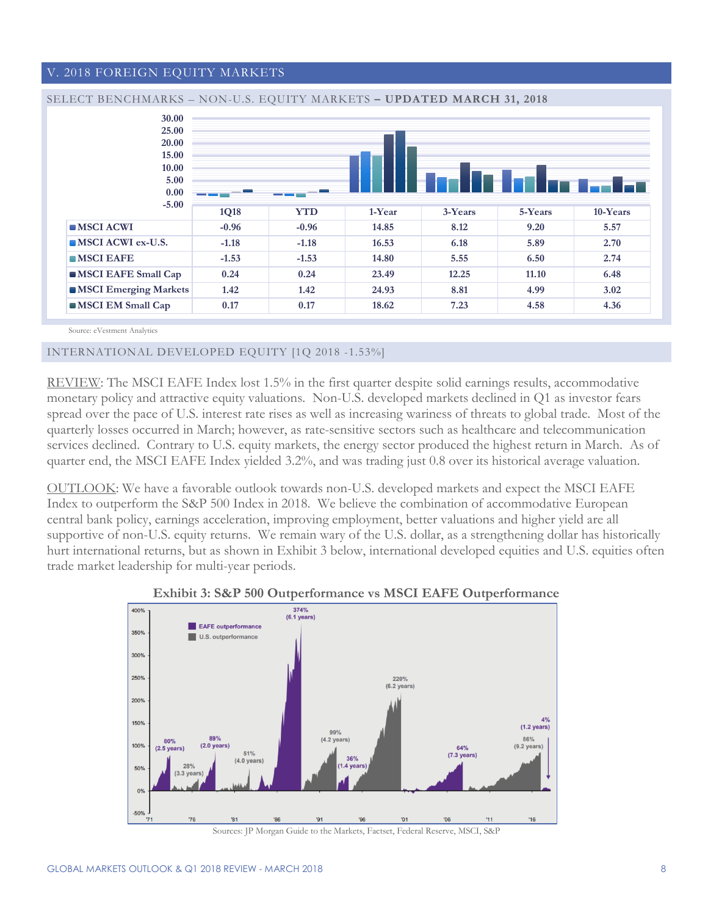## V. 2018 FOREIGN EQUITY MARKETS

### SELECT BENCHMARKS – NON-U.S. EQUITY MARKETS – UPDATED MARCH 31, 2018

30.00
25.00
20.00
15.00
10.00
5.00
0.00
-5.00

| | 1Q18 | YTD | 1-Year | 3-Years | 5-Years | 10-Years |
|---|---|---|---|---|---|---|
| MSCI ACWI | -0.96 | -0.96 | 14.85 | 8.12 | 9.20 | 5.57 |
| MSCI ACWI ex-U.S. | -1.18 | -1.18 | 16.53 | 6.18 | 5.89 | 2.70 |
| MSCI EAFE | -1.53 | -1.53 | 14.80 | 5.55 | 6.50 | 2.74 |
| MSCI EAFE Small Cap | 0.24 | 0.24 | 23.49 | 12.25 | 11.10 | 6.48 |
| MSCI Emerging Markets | 1.42 | 1.42 | 24.93 | 8.81 | 4.99 | 3.02 |
| MSCI EM Small Cap | 0.17 | 0.17 | 18.62 | 7.23 | 4.58 | 4.36 |

Source: eVestment Analytics

### INTERNATIONAL DEVELOPED EQUITY [1Q 2018 -1.53%]

REVIEW: The MSCI EAFE Index lost 1.5% in the first quarter despite solid earnings results, accommodative monetary policy and attractive equity valuations. Non-U.S. developed markets declined in Q1 as investor fears spread over the pace of U.S. interest rate rises as well as increasing wariness of threats to global trade. Most of the quarterly losses occurred in March; however, as rate-sensitive sectors such as healthcare and telecommunication services declined. Contrary to U.S. equity markets, the energy sector produced the highest return in March. As of quarter end, the MSCI EAFE Index yielded 3.2%, and was trading just 0.8 over its historical average valuation.

OUTLOOK: We have a favorable outlook towards non-U.S. developed markets and expect the MSCI EAFE Index to outperform the S&P 500 Index in 2018. We believe the combination of accommodative European central bank policy, earnings acceleration, improving employment, better valuations and higher yield are all supportive of non-U.S. equity returns. We remain wary of the U.S. dollar, as a strengthening dollar has historically hurt international returns, but as shown in Exhibit 3 below, international developed equities and U.S. equities often trade market leadership for multi-year periods.

**Exhibit 3: S&P 500 Outperformance vs MSCI EAFE Outperformance**

EAFE outperformance
U.S. outperformance

400%
350%
300%
250%
200%
150%
100%
50%
0%
-50%

80% (2.5 years)
28% (3.3 years)
89% (2.0 years)
51% (4.0 years)
374% (6.1 years)
99% (4.2 years)
36% (1.4 years)
220% (6.2 years)
64% (7.3 years)
86% (9.2 years)
4% (1.2 years)

'71 '76 '81 '86 '91 '96 '01 '06 '11 '16

Sources: JP Morgan Guide to the Markets, Factset, Federal Reserve, MSCI, S&P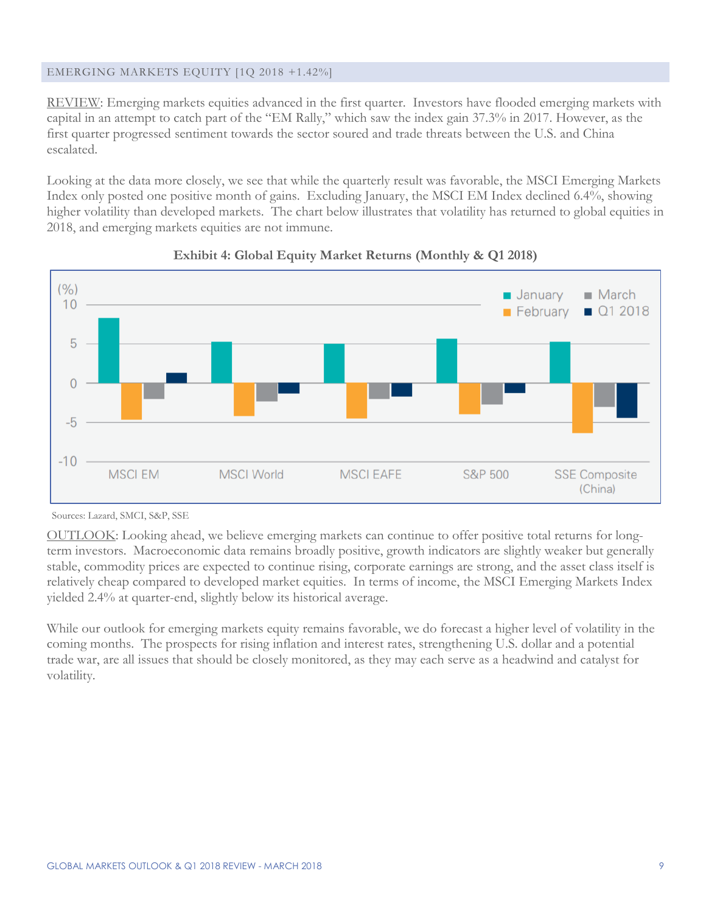## EMERGING MARKETS EQUITY [1Q 2018 +1.42%]

REVIEW: Emerging markets equities advanced in the first quarter. Investors have flooded emerging markets with capital in an attempt to catch part of the "EM Rally," which saw the index gain 37.3% in 2017. However, as the first quarter progressed sentiment towards the sector soured and trade threats between the U.S. and China escalated.

Looking at the data more closely, we see that while the quarterly result was favorable, the MSCI Emerging Markets Index only posted one positive month of gains. Excluding January, the MSCI EM Index declined 6.4%, showing higher volatility than developed markets. The chart below illustrates that volatility has returned to global equities in 2018, and emerging markets equities are not immune.

**Exhibit 4: Global Equity Market Returns (Monthly & Q1 2018)**

(%)
10
5
0
-5
-10

January
February
March
Q1 2018

MSCI EM
MSCI World
MSCI EAFE
S&P 500
SSE Composite (China)

Sources: Lazard, SMCI, S&P, SSE

OUTLOOK: Looking ahead, we believe emerging markets can continue to offer positive total returns for long-term investors. Macroeconomic data remains broadly positive, growth indicators are slightly weaker but generally stable, commodity prices are expected to continue rising, corporate earnings are strong, and the asset class itself is relatively cheap compared to developed market equities. In terms of income, the MSCI Emerging Markets Index yielded 2.4% at quarter-end, slightly below its historical average.

While our outlook for emerging markets equity remains favorable, we do forecast a higher level of volatility in the coming months. The prospects for rising inflation and interest rates, strengthening U.S. dollar and a potential trade war, are all issues that should be closely monitored, as they may each serve as a headwind and catalyst for volatility.